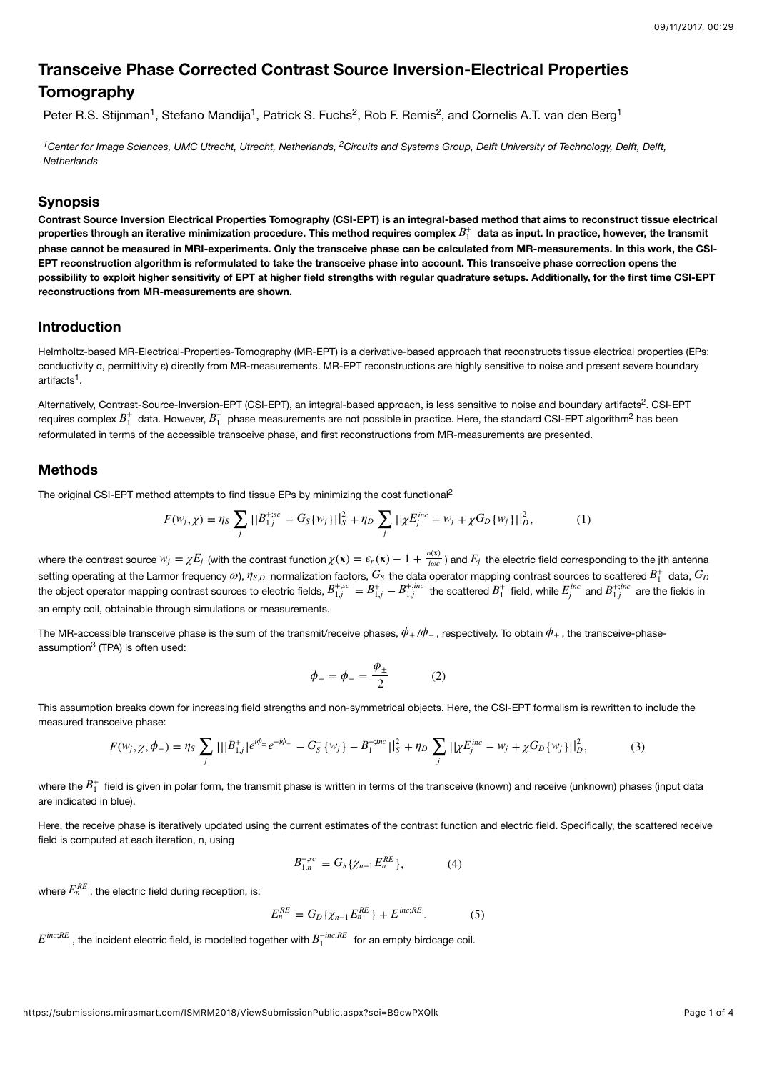# Transceive Phase Corrected Contrast Source Inversion-Electrical Properties Tomography

Peter R.S. Stijnman[1], Stefano Mandija[1], Patrick S. Fuchs[2], Rob F. Remis[2], and Cornelis A.T. van den Berg[1]

*[1]Center for Image Sciences, UMC Utrecht, Utrecht, Netherlands, [2]Circuits and Systems Group, Delft University of Technology, Delft, Delft, Netherlands*

## Synopsis

**Contrast Source Inversion Electrical Properties Tomography (CSI-EPT) is an integral-based method that aims to reconstruct tissue electrical properties through an iterative minimization procedure. This method requires complex $B_1^+$ data as input. In practice, however, the transmit phase cannot be measured in MRI-experiments. Only the transceive phase can be calculated from MR-measurements. In this work, the CSI-EPT reconstruction algorithm is reformulated to take the transceive phase into account. This transceive phase correction opens the possibility to exploit higher sensitivity of EPT at higher field strengths with regular quadrature setups. Additionally, for the first time CSI-EPT reconstructions from MR-measurements are shown.**

## Introduction

Helmholtz-based MR-Electrical-Properties-Tomography (MR-EPT) is a derivative-based approach that reconstructs tissue electrical properties (EPs: conductivity σ, permittivity ε) directly from MR-measurements. MR-EPT reconstructions are highly sensitive to noise and present severe boundary artifacts[1].

Alternatively, Contrast-Source-Inversion-EPT (CSI-EPT), an integral-based approach, is less sensitive to noise and boundary artifacts[2]. CSI-EPT requires complex $B_1^+$ data. However, $B_1^+$ phase measurements are not possible in practice. Here, the standard CSI-EPT algorithm[2] has been reformulated in terms of the accessible transceive phase, and first reconstructions from MR-measurements are presented.

## Methods

The original CSI-EPT method attempts to find tissue EPs by minimizing the cost functional[2]

$$F(w_j, \chi) = \eta_S \sum_j ||B_{1,j}^{+;sc} - G_S\{w_j\}||_S^2 + \eta_D \sum_j ||\chi E_j^{inc} - w_j + \chi G_D\{w_j\}||_D^2, \qquad (1)$$

where the contrast source $w_j = \chi E_j$ (with the contrast function $\chi(\mathbf{x}) = \epsilon_r(\mathbf{x}) - 1 + \frac{\sigma(\mathbf{x})}{i\omega\epsilon}$) and $E_j$ the electric field corresponding to the jth antenna setting operating at the Larmor frequency $\omega$), $\eta_{S,D}$ normalization factors, $G_S$ the data operator mapping contrast sources to scattered $B_1^+$ data, $G_D$ the object operator mapping contrast sources to electric fields, $B_{1,j}^{+;sc} = B_{1,j}^+ - B_{1,j}^{+;inc}$ the scattered $B_1^+$ field, while $E_j^{inc}$ and $B_{1,j}^{+;inc}$ are the fields in an empty coil, obtainable through simulations or measurements.

The MR-accessible transceive phase is the sum of the transmit/receive phases, $\phi_+/\phi_-$, respectively. To obtain $\phi_+$, the transceive-phase-assumption[3] (TPA) is often used:

$$\phi_+ = \phi_- = \frac{\phi_\pm}{2} \qquad (2)$$

This assumption breaks down for increasing field strengths and non-symmetrical objects. Here, the CSI-EPT formalism is rewritten to include the measured transceive phase:

$$F(w_j, \chi, \phi_-) = \eta_S \sum_j |||B_{1,j}^+|e^{i\phi_\pm}e^{-i\phi_-} - G_S^+\{w_j\} - B_1^{+;inc}||_S^2 + \eta_D \sum_j ||\chi E_j^{inc} - w_j + \chi G_D\{w_j\}||_D^2, \qquad (3)$$

where the $B_1^+$ field is given in polar form, the transmit phase is written in terms of the transceive (known) and receive (unknown) phases (input data are indicated in blue).

Here, the receive phase is iteratively updated using the current estimates of the contrast function and electric field. Specifically, the scattered receive field is computed at each iteration, n, using

$$B_{1,n}^{-,sc} = G_S\{\chi_{n-1}E_n^{RE}\}, \qquad (4)$$

where $E_n^{RE}$, the electric field during reception, is:

$$E_n^{RE} = G_D\{\chi_{n-1}E_n^{RE}\} + E^{inc;RE}. \qquad (5)$$

$E^{inc;RE}$, the incident electric field, is modelled together with $B_1^{-inc,RE}$ for an empty birdcage coil.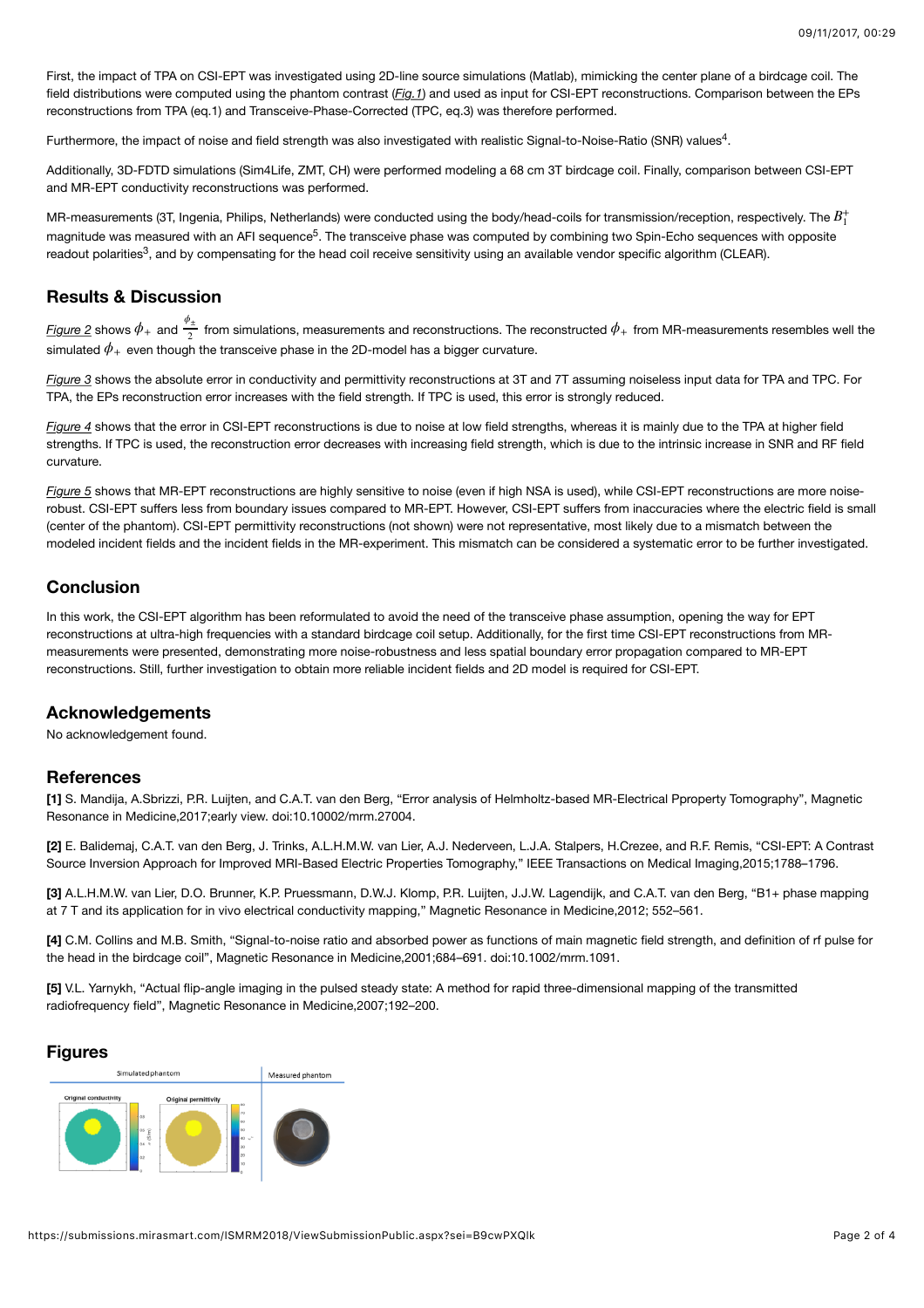First, the impact of TPA on CSI-EPT was investigated using 2D-line source simulations (Matlab), mimicking the center plane of a birdcage coil. The field distributions were computed using the phantom contrast (*Fig.1*) and used as input for CSI-EPT reconstructions. Comparison between the EPs reconstructions from TPA (eq.1) and Transceive-Phase-Corrected (TPC, eq.3) was therefore performed.

Furthermore, the impact of noise and field strength was also investigated with realistic Signal-to-Noise-Ratio (SNR) values[4].

Additionally, 3D-FDTD simulations (Sim4Life, ZMT, CH) were performed modeling a 68 cm 3T birdcage coil. Finally, comparison between CSI-EPT and MR-EPT conductivity reconstructions was performed.

MR-measurements (3T, Ingenia, Philips, Netherlands) were conducted using the body/head-coils for transmission/reception, respectively. The $B_1^+$ magnitude was measured with an AFI sequence[5]. The transceive phase was computed by combining two Spin-Echo sequences with opposite readout polarities[3], and by compensating for the head coil receive sensitivity using an available vendor specific algorithm (CLEAR).

## Results & Discussion

*Figure 2* shows $\phi_+$ and $\frac{\phi_\pm}{2}$ from simulations, measurements and reconstructions. The reconstructed $\phi_+$ from MR-measurements resembles well the simulated $\phi_+$ even though the transceive phase in the 2D-model has a bigger curvature.

*Figure 3* shows the absolute error in conductivity and permittivity reconstructions at 3T and 7T assuming noiseless input data for TPA and TPC. For TPA, the EPs reconstruction error increases with the field strength. If TPC is used, this error is strongly reduced.

*Figure 4* shows that the error in CSI-EPT reconstructions is due to noise at low field strengths, whereas it is mainly due to the TPA at higher field strengths. If TPC is used, the reconstruction error decreases with increasing field strength, which is due to the intrinsic increase in SNR and RF field curvature.

*Figure 5* shows that MR-EPT reconstructions are highly sensitive to noise (even if high NSA is used), while CSI-EPT reconstructions are more noise-robust. CSI-EPT suffers less from boundary issues compared to MR-EPT. However, CSI-EPT suffers from inaccuracies where the electric field is small (center of the phantom). CSI-EPT permittivity reconstructions (not shown) were not representative, most likely due to a mismatch between the modeled incident fields and the incident fields in the MR-experiment. This mismatch can be considered a systematic error to be further investigated.

## Conclusion

In this work, the CSI-EPT algorithm has been reformulated to avoid the need of the transceive phase assumption, opening the way for EPT reconstructions at ultra-high frequencies with a standard birdcage coil setup. Additionally, for the first time CSI-EPT reconstructions from MR-measurements were presented, demonstrating more noise-robustness and less spatial boundary error propagation compared to MR-EPT reconstructions. Still, further investigation to obtain more reliable incident fields and 2D model is required for CSI-EPT.

## Acknowledgements

No acknowledgement found.

## References

**[1]** S. Mandija, A.Sbrizzi, P.R. Luijten, and C.A.T. van den Berg, "Error analysis of Helmholtz-based MR-Electrical Pproperty Tomography", Magnetic Resonance in Medicine,2017;early view. doi:10.10002/mrm.27004.

**[2]** E. Balidemaj, C.A.T. van den Berg, J. Trinks, A.L.H.M.W. van Lier, A.J. Nederveen, L.J.A. Stalpers, H.Crezee, and R.F. Remis, "CSI-EPT: A Contrast Source Inversion Approach for Improved MRI-Based Electric Properties Tomography," IEEE Transactions on Medical Imaging,2015;1788–1796.

**[3]** A.L.H.M.W. van Lier, D.O. Brunner, K.P. Pruessmann, D.W.J. Klomp, P.R. Luijten, J.J.W. Lagendijk, and C.A.T. van den Berg, "B1+ phase mapping at 7 T and its application for in vivo electrical conductivity mapping," Magnetic Resonance in Medicine,2012; 552–561.

**[4]** C.M. Collins and M.B. Smith, "Signal-to-noise ratio and absorbed power as functions of main magnetic field strength, and definition of rf pulse for the head in the birdcage coil", Magnetic Resonance in Medicine,2001;684–691. doi:10.1002/mrm.1091.

**[5]** V.L. Yarnykh, "Actual flip-angle imaging in the pulsed steady state: A method for rapid three-dimensional mapping of the transmitted radiofrequency field", Magnetic Resonance in Medicine,2007;192–200.

## Figures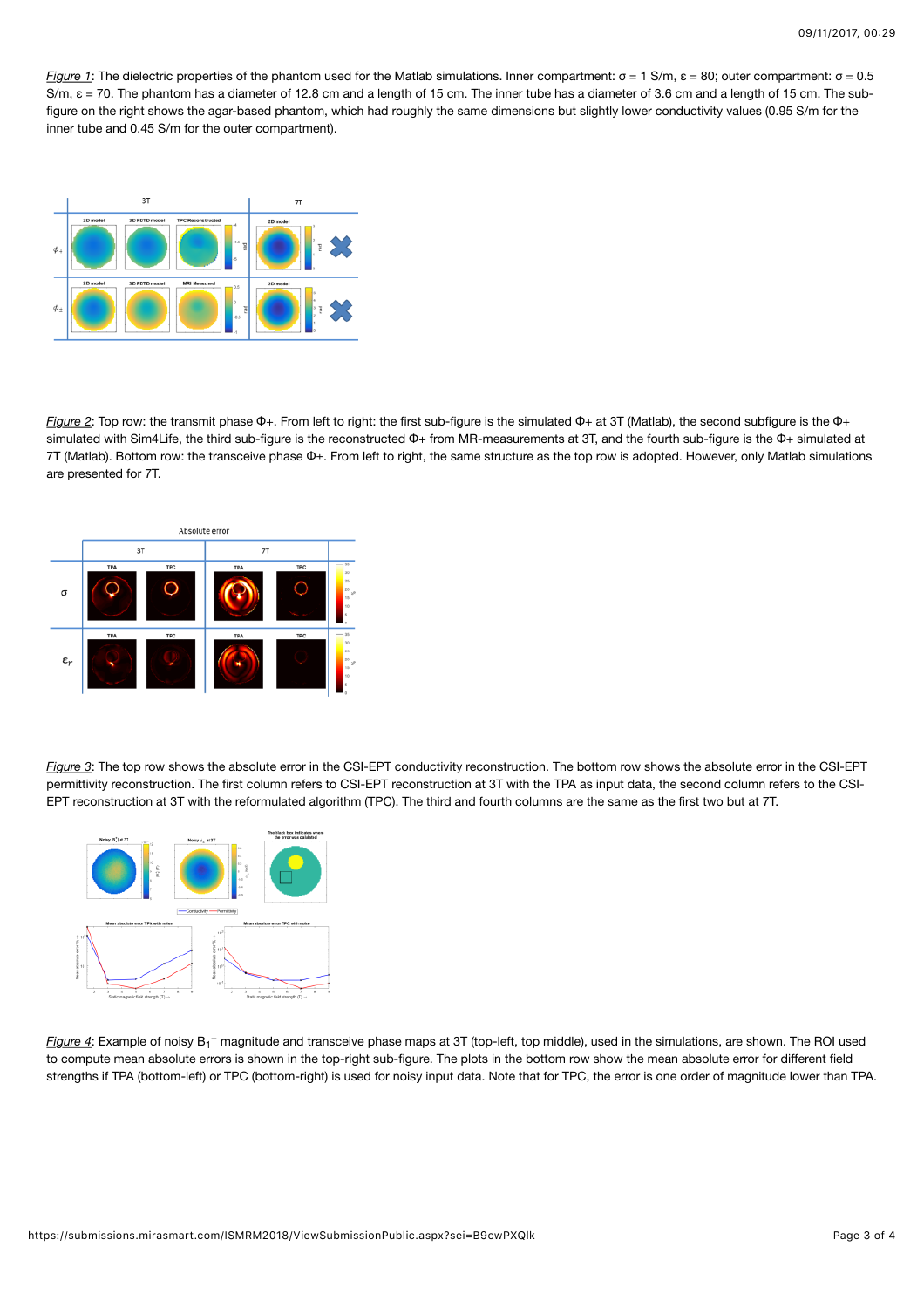*Figure 1*: The dielectric properties of the phantom used for the Matlab simulations. Inner compartment: σ = 1 S/m, ε = 80; outer compartment: σ = 0.5 S/m, ε = 70. The phantom has a diameter of 12.8 cm and a length of 15 cm. The inner tube has a diameter of 3.6 cm and a length of 15 cm. The sub-figure on the right shows the agar-based phantom, which had roughly the same dimensions but slightly lower conductivity values (0.95 S/m for the inner tube and 0.45 S/m for the outer compartment).

*Figure 2*: Top row: the transmit phase $\Phi+$. From left to right: the first sub-figure is the simulated $\Phi+$ at 3T (Matlab), the second subfigure is the $\Phi+$ simulated with Sim4Life, the third sub-figure is the reconstructed $\Phi+$ from MR-measurements at 3T, and the fourth sub-figure is the $\Phi+$ simulated at 7T (Matlab). Bottom row: the transceive phase $\Phi\pm$. From left to right, the same structure as the top row is adopted. However, only Matlab simulations are presented for 7T.

*Figure 3*: The top row shows the absolute error in the CSI-EPT conductivity reconstruction. The bottom row shows the absolute error in the CSI-EPT permittivity reconstruction. The first column refers to CSI-EPT reconstruction at 3T with the TPA as input data, the second column refers to the CSI-EPT reconstruction at 3T with the reformulated algorithm (TPC). The third and fourth columns are the same as the first two but at 7T.

*Figure 4*: Example of noisy $B_1^+$ magnitude and transceive phase maps at 3T (top-left, top middle), used in the simulations, are shown. The ROI used to compute mean absolute errors is shown in the top-right sub-figure. The plots in the bottom row show the mean absolute error for different field strengths if TPA (bottom-left) or TPC (bottom-right) is used for noisy input data. Note that for TPC, the error is one order of magnitude lower than TPA.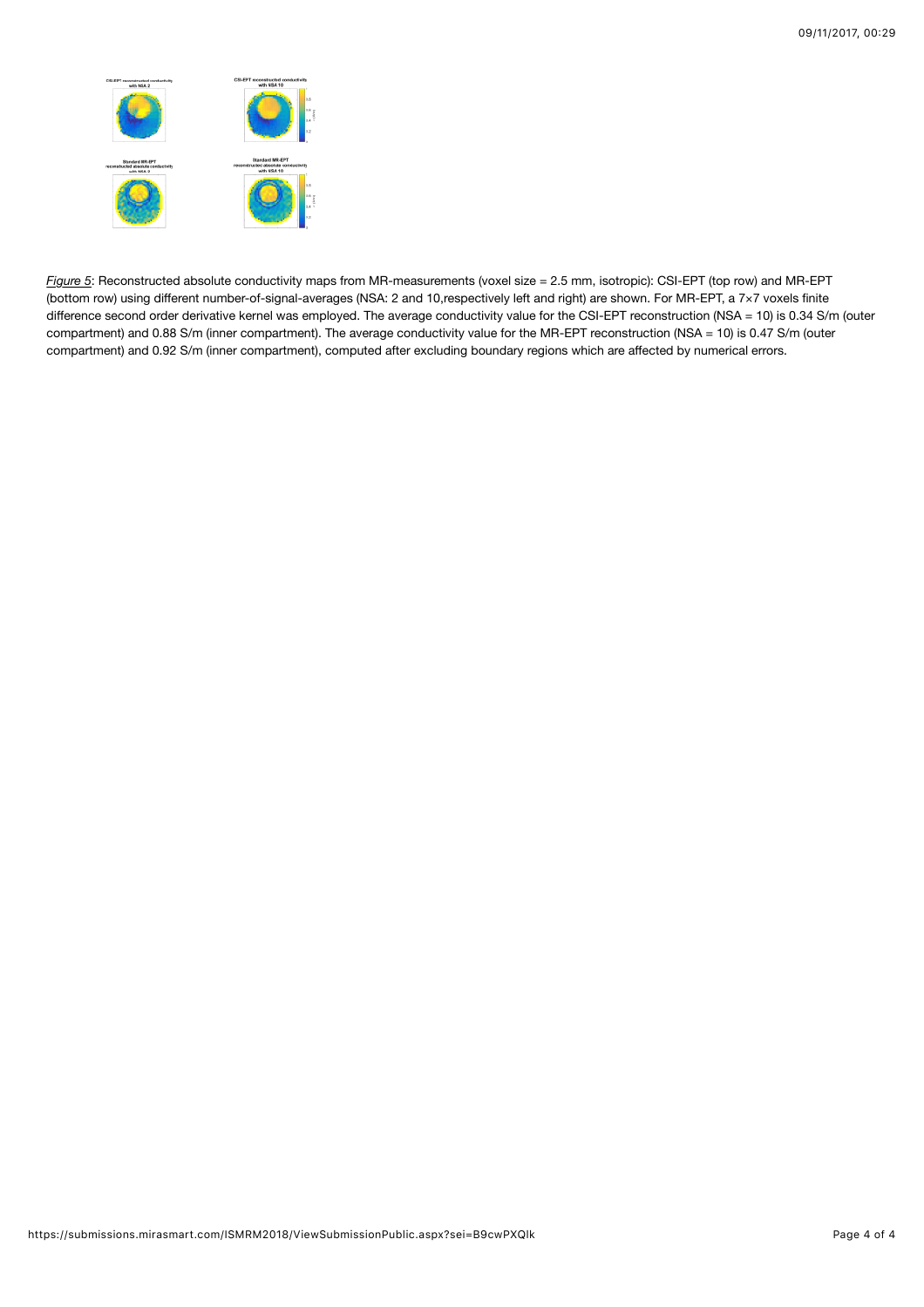CSI-EPT reconstructed conductivity with NSA 2

CSI-EPT reconstructed conductivity with NSA 10

Standard MR-EPT reconstructed absolute conductivity with NSA 2

Standard MR-EPT reconstructed absolute conductivity with NSA 10

*Figure 5*: Reconstructed absolute conductivity maps from MR-measurements (voxel size = 2.5 mm, isotropic): CSI-EPT (top row) and MR-EPT (bottom row) using different number-of-signal-averages (NSA: 2 and 10,respectively left and right) are shown. For MR-EPT, a 7×7 voxels finite difference second order derivative kernel was employed. The average conductivity value for the CSI-EPT reconstruction (NSA = 10) is 0.34 S/m (outer compartment) and 0.88 S/m (inner compartment). The average conductivity value for the MR-EPT reconstruction (NSA = 10) is 0.47 S/m (outer compartment) and 0.92 S/m (inner compartment), computed after excluding boundary regions which are affected by numerical errors.